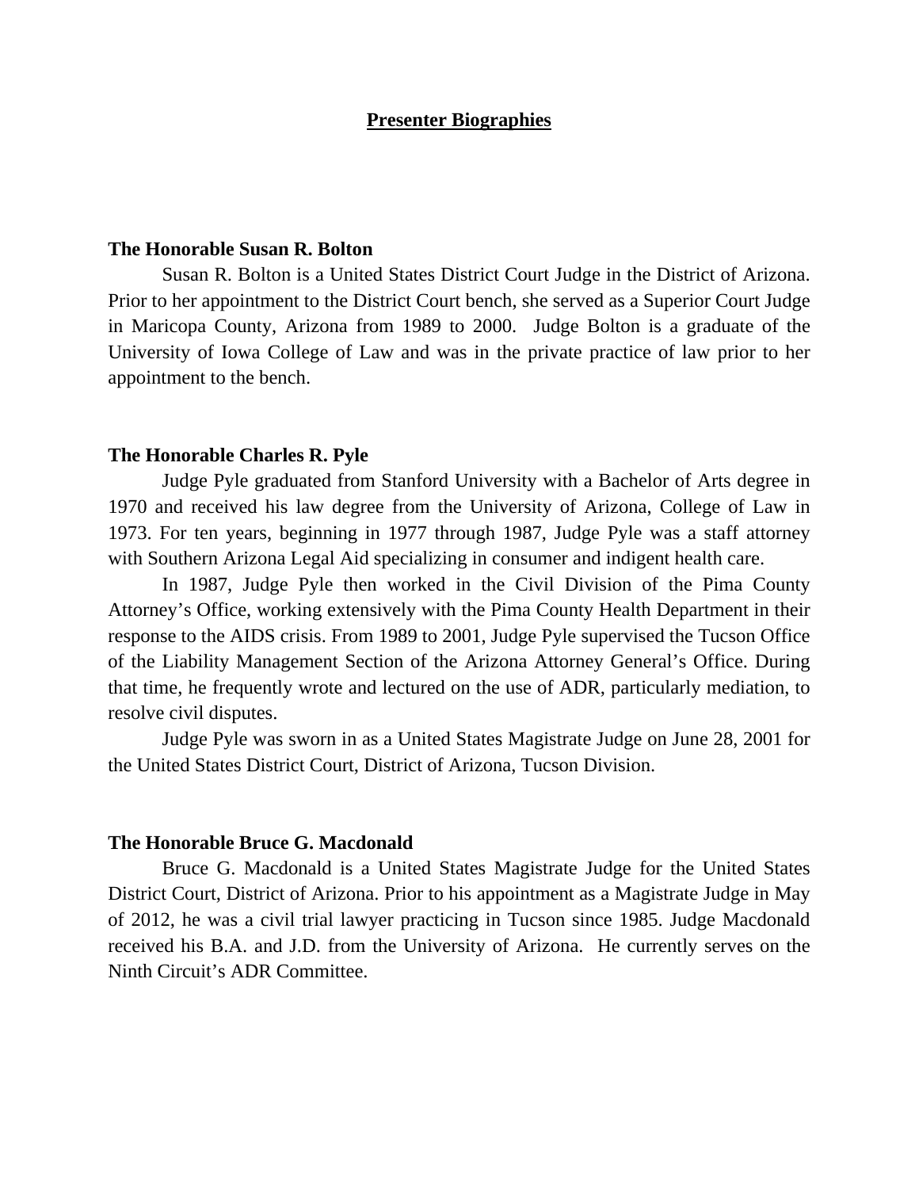# Presenter Biographies

**The Honorable Susan R. Bolton**

Susan R. Bolton is a United States District Court Judge in the District of Arizona. Prior to her appointment to the District Court bench, she served as a Superior Court Judge in Maricopa County, Arizona from 1989 to 2000. Judge Bolton is a graduate of the University of Iowa College of Law and was in the private practice of law prior to her appointment to the bench.

**The Honorable Charles R. Pyle**

Judge Pyle graduated from Stanford University with a Bachelor of Arts degree in 1970 and received his law degree from the University of Arizona, College of Law in 1973. For ten years, beginning in 1977 through 1987, Judge Pyle was a staff attorney with Southern Arizona Legal Aid specializing in consumer and indigent health care.

In 1987, Judge Pyle then worked in the Civil Division of the Pima County Attorney's Office, working extensively with the Pima County Health Department in their response to the AIDS crisis. From 1989 to 2001, Judge Pyle supervised the Tucson Office of the Liability Management Section of the Arizona Attorney General's Office. During that time, he frequently wrote and lectured on the use of ADR, particularly mediation, to resolve civil disputes.

Judge Pyle was sworn in as a United States Magistrate Judge on June 28, 2001 for the United States District Court, District of Arizona, Tucson Division.

**The Honorable Bruce G. Macdonald**

Bruce G. Macdonald is a United States Magistrate Judge for the United States District Court, District of Arizona. Prior to his appointment as a Magistrate Judge in May of 2012, he was a civil trial lawyer practicing in Tucson since 1985. Judge Macdonald received his B.A. and J.D. from the University of Arizona. He currently serves on the Ninth Circuit's ADR Committee.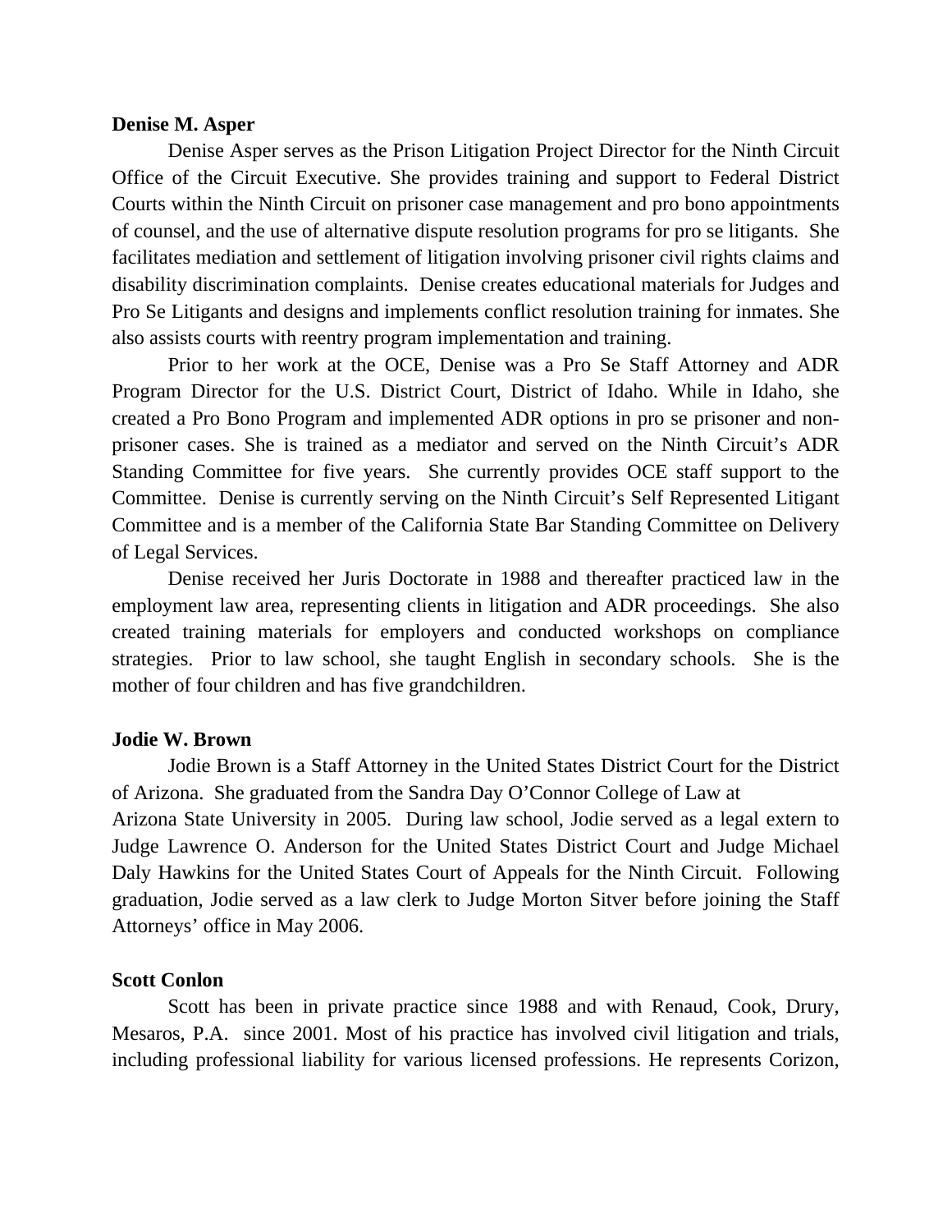**Denise M. Asper**

Denise Asper serves as the Prison Litigation Project Director for the Ninth Circuit Office of the Circuit Executive. She provides training and support to Federal District Courts within the Ninth Circuit on prisoner case management and pro bono appointments of counsel, and the use of alternative dispute resolution programs for pro se litigants. She facilitates mediation and settlement of litigation involving prisoner civil rights claims and disability discrimination complaints. Denise creates educational materials for Judges and Pro Se Litigants and designs and implements conflict resolution training for inmates. She also assists courts with reentry program implementation and training.

Prior to her work at the OCE, Denise was a Pro Se Staff Attorney and ADR Program Director for the U.S. District Court, District of Idaho. While in Idaho, she created a Pro Bono Program and implemented ADR options in pro se prisoner and non-prisoner cases. She is trained as a mediator and served on the Ninth Circuit's ADR Standing Committee for five years. She currently provides OCE staff support to the Committee. Denise is currently serving on the Ninth Circuit's Self Represented Litigant Committee and is a member of the California State Bar Standing Committee on Delivery of Legal Services.

Denise received her Juris Doctorate in 1988 and thereafter practiced law in the employment law area, representing clients in litigation and ADR proceedings. She also created training materials for employers and conducted workshops on compliance strategies. Prior to law school, she taught English in secondary schools. She is the mother of four children and has five grandchildren.

**Jodie W. Brown**

Jodie Brown is a Staff Attorney in the United States District Court for the District of Arizona. She graduated from the Sandra Day O'Connor College of Law at Arizona State University in 2005. During law school, Jodie served as a legal extern to Judge Lawrence O. Anderson for the United States District Court and Judge Michael Daly Hawkins for the United States Court of Appeals for the Ninth Circuit. Following graduation, Jodie served as a law clerk to Judge Morton Sitver before joining the Staff Attorneys' office in May 2006.

**Scott Conlon**

Scott has been in private practice since 1988 and with Renaud, Cook, Drury, Mesaros, P.A. since 2001. Most of his practice has involved civil litigation and trials, including professional liability for various licensed professions. He represents Corizon,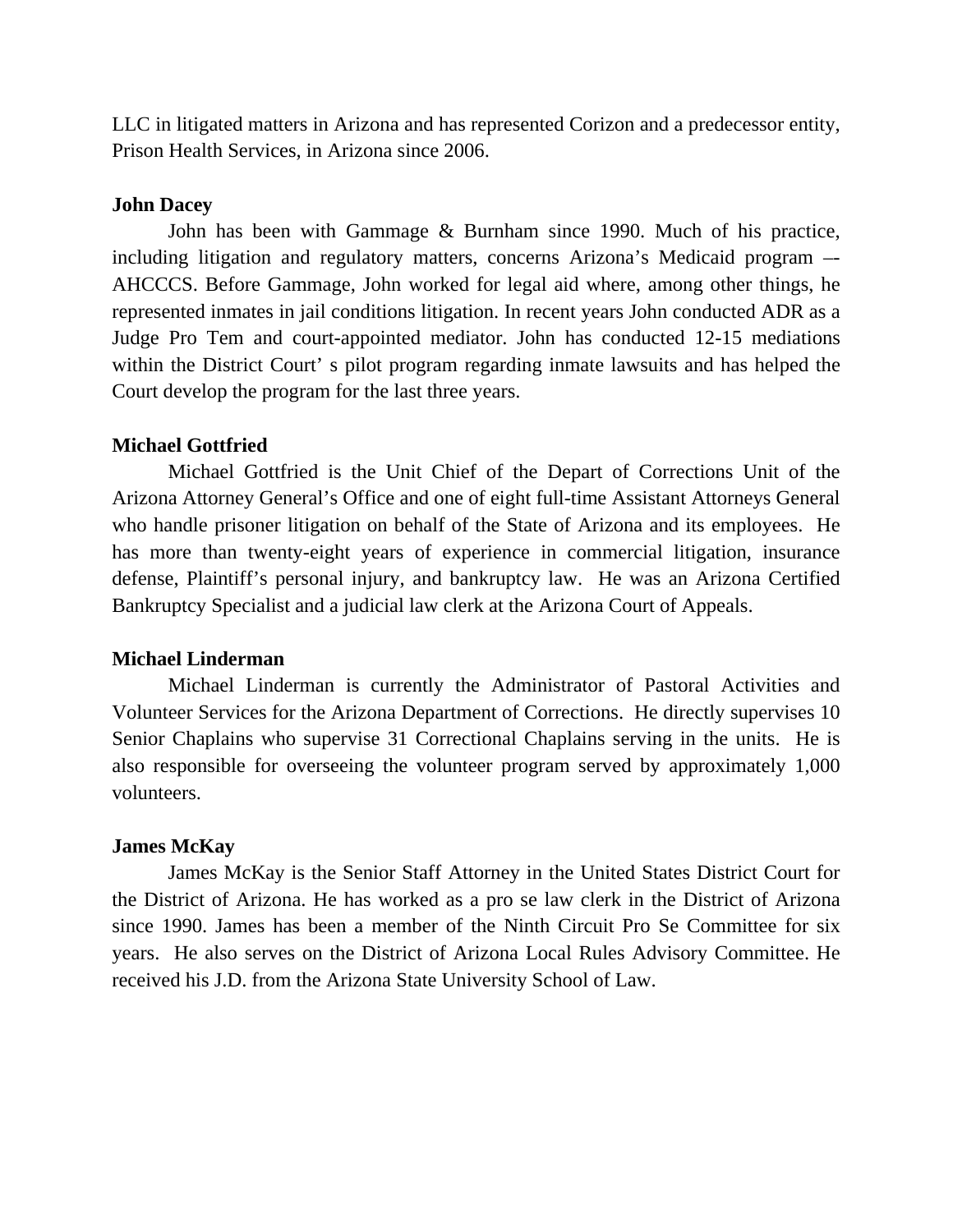LLC in litigated matters in Arizona and has represented Corizon and a predecessor entity, Prison Health Services, in Arizona since 2006.

**John Dacey**

John has been with Gammage & Burnham since 1990. Much of his practice, including litigation and regulatory matters, concerns Arizona's Medicaid program –- AHCCCS. Before Gammage, John worked for legal aid where, among other things, he represented inmates in jail conditions litigation. In recent years John conducted ADR as a Judge Pro Tem and court-appointed mediator. John has conducted 12-15 mediations within the District Court' s pilot program regarding inmate lawsuits and has helped the Court develop the program for the last three years.

**Michael Gottfried**

Michael Gottfried is the Unit Chief of the Depart of Corrections Unit of the Arizona Attorney General's Office and one of eight full-time Assistant Attorneys General who handle prisoner litigation on behalf of the State of Arizona and its employees. He has more than twenty-eight years of experience in commercial litigation, insurance defense, Plaintiff's personal injury, and bankruptcy law. He was an Arizona Certified Bankruptcy Specialist and a judicial law clerk at the Arizona Court of Appeals.

**Michael Linderman**

Michael Linderman is currently the Administrator of Pastoral Activities and Volunteer Services for the Arizona Department of Corrections. He directly supervises 10 Senior Chaplains who supervise 31 Correctional Chaplains serving in the units. He is also responsible for overseeing the volunteer program served by approximately 1,000 volunteers.

**James McKay**

James McKay is the Senior Staff Attorney in the United States District Court for the District of Arizona. He has worked as a pro se law clerk in the District of Arizona since 1990. James has been a member of the Ninth Circuit Pro Se Committee for six years. He also serves on the District of Arizona Local Rules Advisory Committee. He received his J.D. from the Arizona State University School of Law.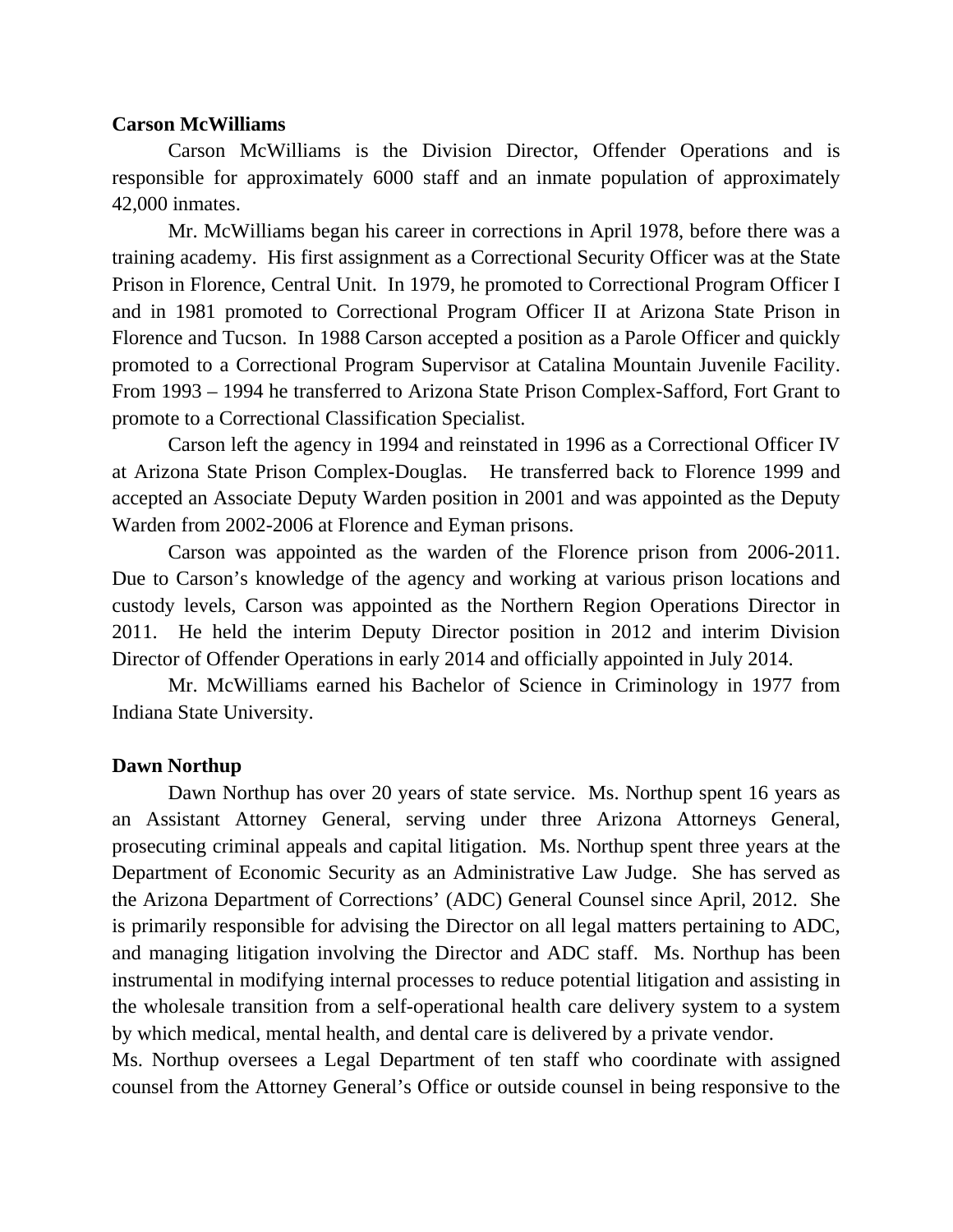**Carson McWilliams**

Carson McWilliams is the Division Director, Offender Operations and is responsible for approximately 6000 staff and an inmate population of approximately 42,000 inmates.

Mr. McWilliams began his career in corrections in April 1978, before there was a training academy. His first assignment as a Correctional Security Officer was at the State Prison in Florence, Central Unit. In 1979, he promoted to Correctional Program Officer I and in 1981 promoted to Correctional Program Officer II at Arizona State Prison in Florence and Tucson. In 1988 Carson accepted a position as a Parole Officer and quickly promoted to a Correctional Program Supervisor at Catalina Mountain Juvenile Facility. From 1993 – 1994 he transferred to Arizona State Prison Complex-Safford, Fort Grant to promote to a Correctional Classification Specialist.

Carson left the agency in 1994 and reinstated in 1996 as a Correctional Officer IV at Arizona State Prison Complex-Douglas. He transferred back to Florence 1999 and accepted an Associate Deputy Warden position in 2001 and was appointed as the Deputy Warden from 2002-2006 at Florence and Eyman prisons.

Carson was appointed as the warden of the Florence prison from 2006-2011. Due to Carson's knowledge of the agency and working at various prison locations and custody levels, Carson was appointed as the Northern Region Operations Director in 2011. He held the interim Deputy Director position in 2012 and interim Division Director of Offender Operations in early 2014 and officially appointed in July 2014.

Mr. McWilliams earned his Bachelor of Science in Criminology in 1977 from Indiana State University.

**Dawn Northup**

Dawn Northup has over 20 years of state service. Ms. Northup spent 16 years as an Assistant Attorney General, serving under three Arizona Attorneys General, prosecuting criminal appeals and capital litigation. Ms. Northup spent three years at the Department of Economic Security as an Administrative Law Judge. She has served as the Arizona Department of Corrections' (ADC) General Counsel since April, 2012. She is primarily responsible for advising the Director on all legal matters pertaining to ADC, and managing litigation involving the Director and ADC staff. Ms. Northup has been instrumental in modifying internal processes to reduce potential litigation and assisting in the wholesale transition from a self-operational health care delivery system to a system by which medical, mental health, and dental care is delivered by a private vendor.

Ms. Northup oversees a Legal Department of ten staff who coordinate with assigned counsel from the Attorney General's Office or outside counsel in being responsive to the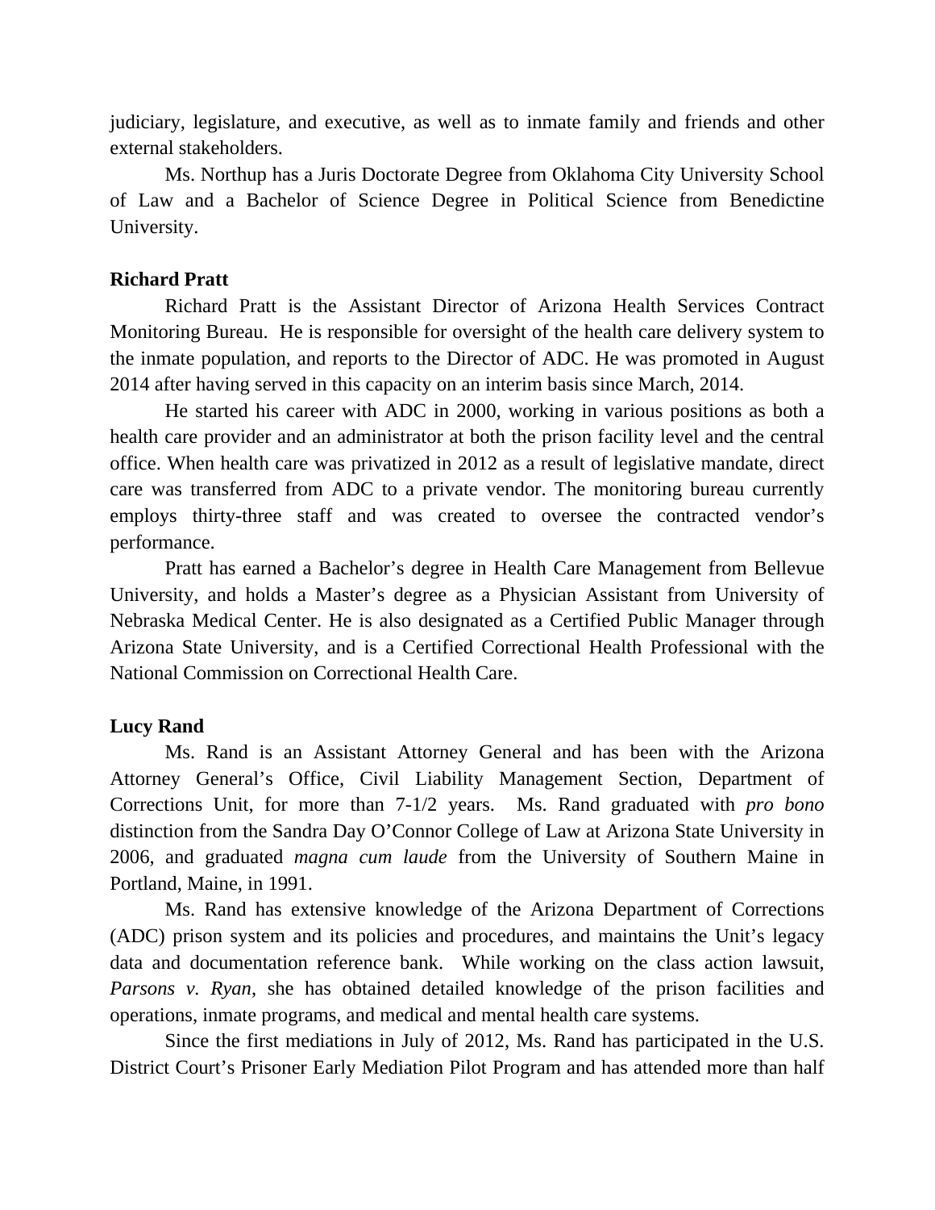judiciary, legislature, and executive, as well as to inmate family and friends and other external stakeholders.

Ms. Northup has a Juris Doctorate Degree from Oklahoma City University School of Law and a Bachelor of Science Degree in Political Science from Benedictine University.

**Richard Pratt**

Richard Pratt is the Assistant Director of Arizona Health Services Contract Monitoring Bureau. He is responsible for oversight of the health care delivery system to the inmate population, and reports to the Director of ADC. He was promoted in August 2014 after having served in this capacity on an interim basis since March, 2014.

He started his career with ADC in 2000, working in various positions as both a health care provider and an administrator at both the prison facility level and the central office. When health care was privatized in 2012 as a result of legislative mandate, direct care was transferred from ADC to a private vendor. The monitoring bureau currently employs thirty-three staff and was created to oversee the contracted vendor's performance.

Pratt has earned a Bachelor's degree in Health Care Management from Bellevue University, and holds a Master's degree as a Physician Assistant from University of Nebraska Medical Center. He is also designated as a Certified Public Manager through Arizona State University, and is a Certified Correctional Health Professional with the National Commission on Correctional Health Care.

**Lucy Rand**

Ms. Rand is an Assistant Attorney General and has been with the Arizona Attorney General's Office, Civil Liability Management Section, Department of Corrections Unit, for more than 7-1/2 years. Ms. Rand graduated with *pro bono* distinction from the Sandra Day O'Connor College of Law at Arizona State University in 2006, and graduated *magna cum laude* from the University of Southern Maine in Portland, Maine, in 1991.

Ms. Rand has extensive knowledge of the Arizona Department of Corrections (ADC) prison system and its policies and procedures, and maintains the Unit's legacy data and documentation reference bank. While working on the class action lawsuit, *Parsons v. Ryan*, she has obtained detailed knowledge of the prison facilities and operations, inmate programs, and medical and mental health care systems.

Since the first mediations in July of 2012, Ms. Rand has participated in the U.S. District Court's Prisoner Early Mediation Pilot Program and has attended more than half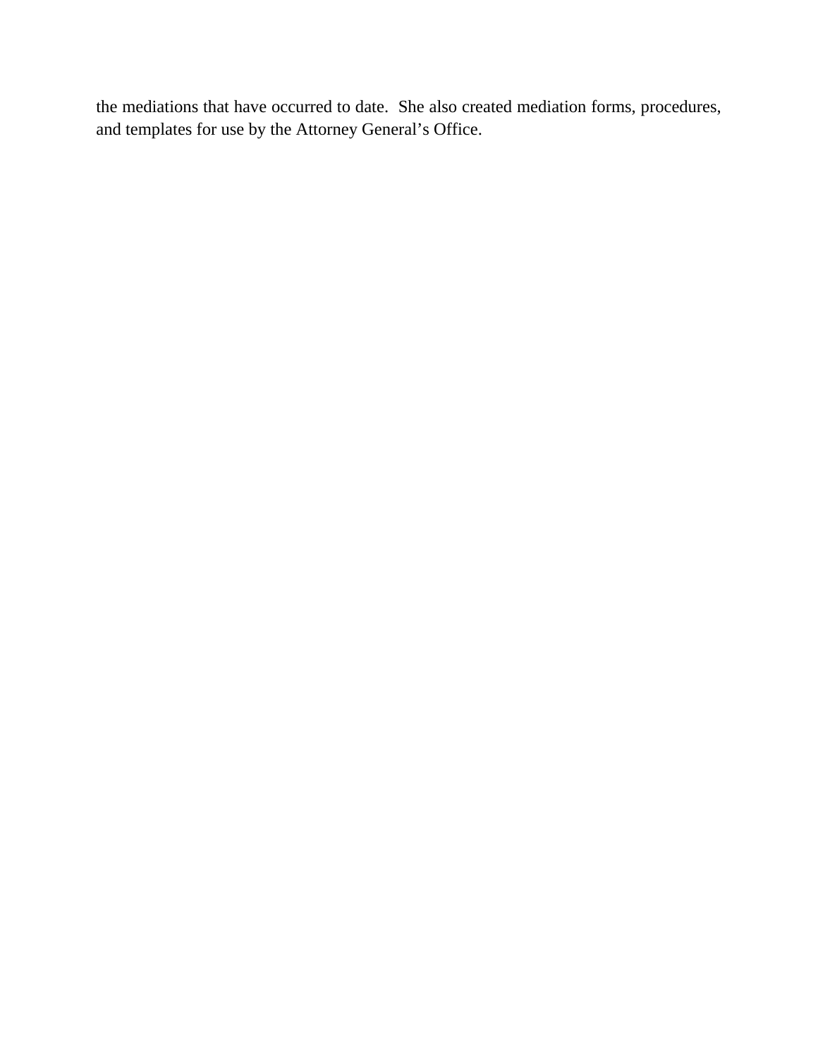the mediations that have occurred to date. She also created mediation forms, procedures, and templates for use by the Attorney General's Office.